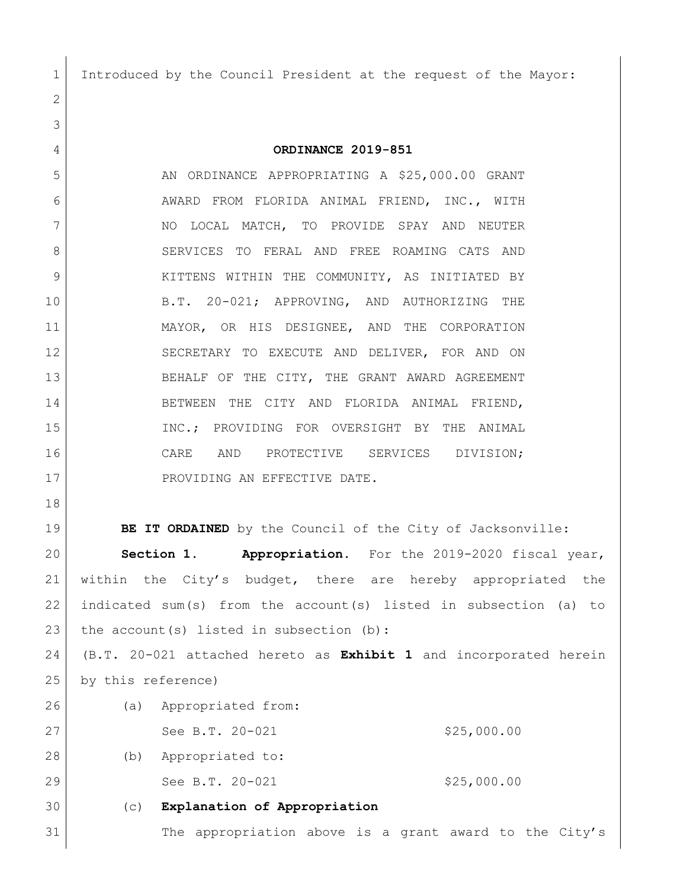Introduced by the Council President at the request of the Mayor:

# ORDINANCE 2019-851

AN ORDINANCE APPROPRIATING A $25,000.00 GRANT AWARD FROM FLORIDA ANIMAL FRIEND, INC., WITH NO LOCAL MATCH, TO PROVIDE SPAY AND NEUTER SERVICES TO FERAL AND FREE ROAMING CATS AND KITTENS WITHIN THE COMMUNITY, AS INITIATED BY B.T. 20-021; APPROVING, AND AUTHORIZING THE MAYOR, OR HIS DESIGNEE, AND THE CORPORATION SECRETARY TO EXECUTE AND DELIVER, FOR AND ON BEHALF OF THE CITY, THE GRANT AWARD AGREEMENT BETWEEN THE CITY AND FLORIDA ANIMAL FRIEND, INC.; PROVIDING FOR OVERSIGHT BY THE ANIMAL CARE AND PROTECTIVE SERVICES DIVISION; PROVIDING AN EFFECTIVE DATE.

**BE IT ORDAINED** by the Council of the City of Jacksonville:

**Section 1. Appropriation.** For the 2019-2020 fiscal year, within the City's budget, there are hereby appropriated the indicated sum(s) from the account(s) listed in subsection (a) to the account(s) listed in subsection (b):

(B.T. 20-021 attached hereto as **Exhibit 1** and incorporated herein by this reference)

(a) Appropriated from:

See B.T. 20-021 $25,000.00

(b) Appropriated to:

See B.T. 20-021 $25,000.00

(c) **Explanation of Appropriation**

The appropriation above is a grant award to the City's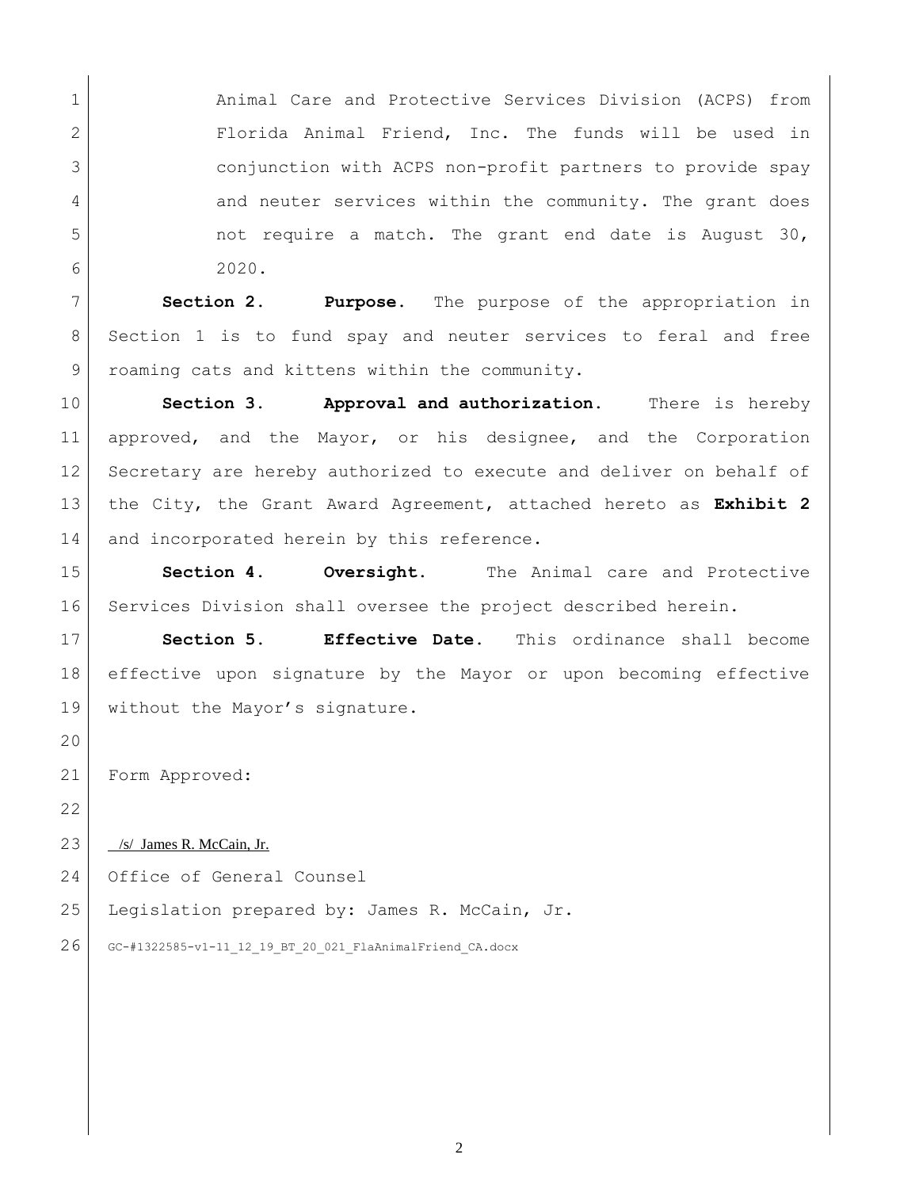Animal Care and Protective Services Division (ACPS) from Florida Animal Friend, Inc. The funds will be used in conjunction with ACPS non-profit partners to provide spay and neuter services within the community. The grant does not require a match. The grant end date is August 30, 2020.

**Section 2. Purpose.** The purpose of the appropriation in Section 1 is to fund spay and neuter services to feral and free roaming cats and kittens within the community.

**Section 3. Approval and authorization.** There is hereby approved, and the Mayor, or his designee, and the Corporation Secretary are hereby authorized to execute and deliver on behalf of the City, the Grant Award Agreement, attached hereto as **Exhibit 2** and incorporated herein by this reference.

**Section 4. Oversight.** The Animal care and Protective Services Division shall oversee the project described herein.

**Section 5. Effective Date.** This ordinance shall become effective upon signature by the Mayor or upon becoming effective without the Mayor's signature.

Form Approved:

/s/ James R. McCain, Jr.

Office of General Counsel

Legislation prepared by: James R. McCain, Jr.

GC-#1322585-v1-11_12_19_BT_20_021_FlaAnimalFriend_CA.docx